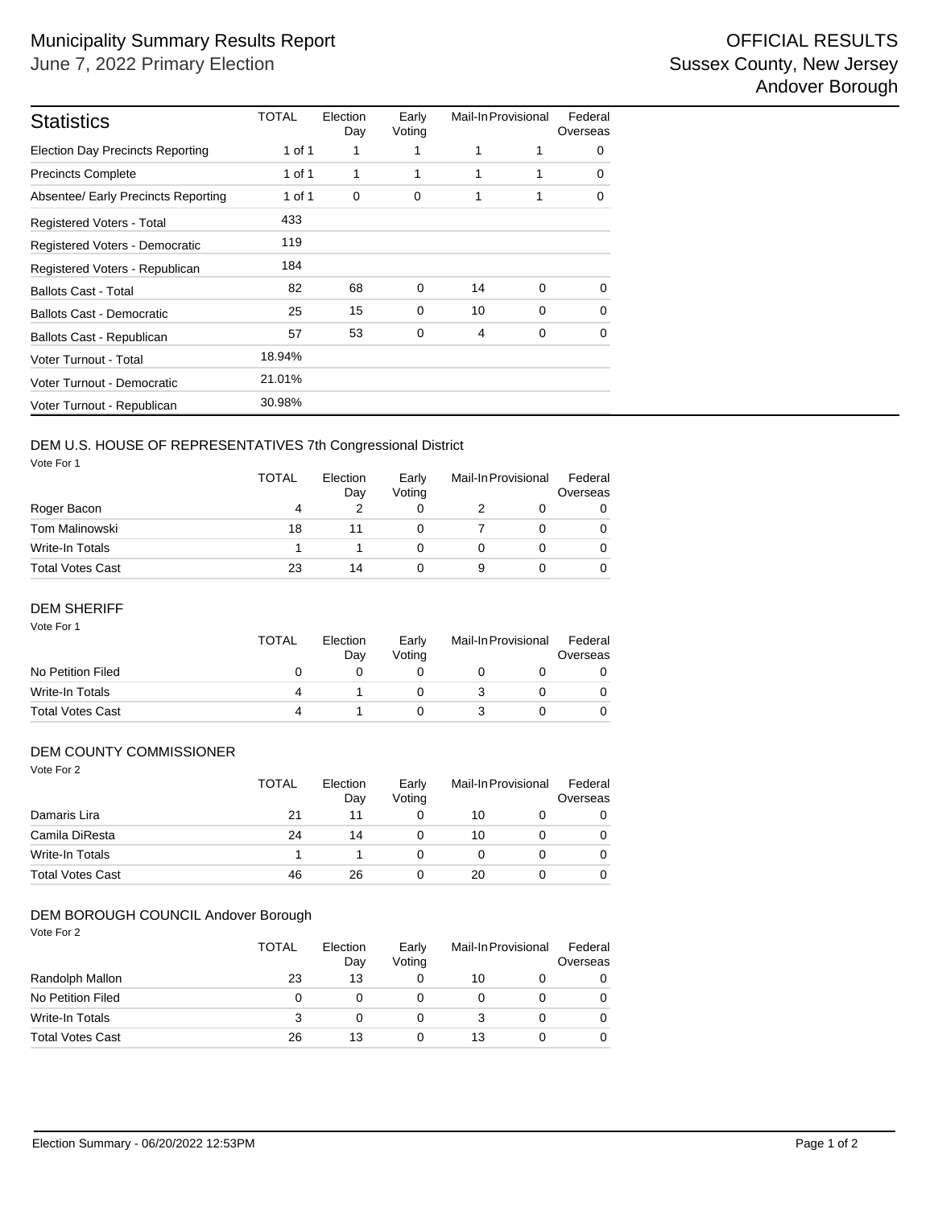# Municipality Summary Results Report

June 7, 2022 Primary Election

OFFICIAL RESULTS
Sussex County, New Jersey
Andover Borough

| Statistics | TOTAL | Election Day | Early Voting | Mail-In | Provisional | Federal Overseas |
|---|---|---|---|---|---|---|
| Election Day Precincts Reporting | 1 of 1 | 1 | 1 | 1 | 1 | 0 |
| Precincts Complete | 1 of 1 | 1 | 1 | 1 | 1 | 0 |
| Absentee/ Early Precincts Reporting | 1 of 1 | 0 | 0 | 1 | 1 | 0 |
| Registered Voters - Total | 433 | | | | | |
| Registered Voters - Democratic | 119 | | | | | |
| Registered Voters - Republican | 184 | | | | | |
| Ballots Cast - Total | 82 | 68 | 0 | 14 | 0 | 0 |
| Ballots Cast - Democratic | 25 | 15 | 0 | 10 | 0 | 0 |
| Ballots Cast - Republican | 57 | 53 | 0 | 4 | 0 | 0 |
| Voter Turnout - Total | 18.94% | | | | | |
| Voter Turnout - Democratic | 21.01% | | | | | |
| Voter Turnout - Republican | 30.98% | | | | | |

## DEM U.S. HOUSE OF REPRESENTATIVES 7th Congressional District

Vote For 1

| | TOTAL | Election Day | Early Voting | Mail-In | Provisional | Federal Overseas |
|---|---|---|---|---|---|---|
| Roger Bacon | 4 | 2 | 0 | 2 | 0 | 0 |
| Tom Malinowski | 18 | 11 | 0 | 7 | 0 | 0 |
| Write-In Totals | 1 | 1 | 0 | 0 | 0 | 0 |
| Total Votes Cast | 23 | 14 | 0 | 9 | 0 | 0 |

## DEM SHERIFF

Vote For 1

| | TOTAL | Election Day | Early Voting | Mail-In | Provisional | Federal Overseas |
|---|---|---|---|---|---|---|
| No Petition Filed | 0 | 0 | 0 | 0 | 0 | 0 |
| Write-In Totals | 4 | 1 | 0 | 3 | 0 | 0 |
| Total Votes Cast | 4 | 1 | 0 | 3 | 0 | 0 |

## DEM COUNTY COMMISSIONER

Vote For 2

| | TOTAL | Election Day | Early Voting | Mail-In | Provisional | Federal Overseas |
|---|---|---|---|---|---|---|
| Damaris Lira | 21 | 11 | 0 | 10 | 0 | 0 |
| Camila DiResta | 24 | 14 | 0 | 10 | 0 | 0 |
| Write-In Totals | 1 | 1 | 0 | 0 | 0 | 0 |
| Total Votes Cast | 46 | 26 | 0 | 20 | 0 | 0 |

## DEM BOROUGH COUNCIL Andover Borough

Vote For 2

| | TOTAL | Election Day | Early Voting | Mail-In | Provisional | Federal Overseas |
|---|---|---|---|---|---|---|
| Randolph Mallon | 23 | 13 | 0 | 10 | 0 | 0 |
| No Petition Filed | 0 | 0 | 0 | 0 | 0 | 0 |
| Write-In Totals | 3 | 0 | 0 | 3 | 0 | 0 |
| Total Votes Cast | 26 | 13 | 0 | 13 | 0 | 0 |

Election Summary - 06/20/2022 12:53PM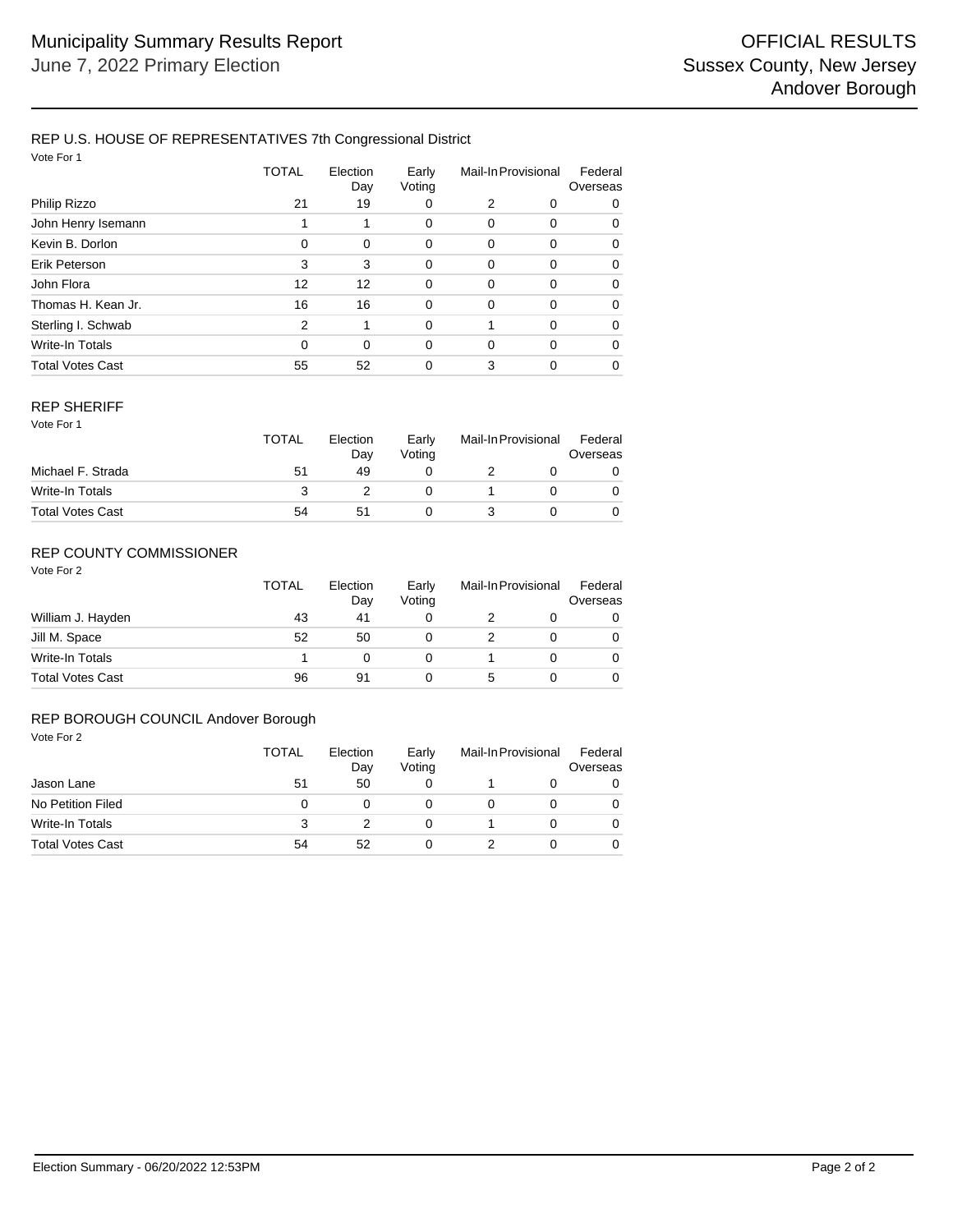# Municipality Summary Results Report

June 7, 2022 Primary Election

OFFICIAL RESULTS
Sussex County, New Jersey
Andover Borough

## REP U.S. HOUSE OF REPRESENTATIVES 7th Congressional District

Vote For 1

| | TOTAL | Election Day | Early Voting | Mail-In | Provisional | Federal Overseas |
|---|---|---|---|---|---|---|
| Philip Rizzo | 21 | 19 | 0 | 2 | 0 | 0 |
| John Henry Isemann | 1 | 1 | 0 | 0 | 0 | 0 |
| Kevin B. Dorlon | 0 | 0 | 0 | 0 | 0 | 0 |
| Erik Peterson | 3 | 3 | 0 | 0 | 0 | 0 |
| John Flora | 12 | 12 | 0 | 0 | 0 | 0 |
| Thomas H. Kean Jr. | 16 | 16 | 0 | 0 | 0 | 0 |
| Sterling I. Schwab | 2 | 1 | 0 | 1 | 0 | 0 |
| Write-In Totals | 0 | 0 | 0 | 0 | 0 | 0 |
| Total Votes Cast | 55 | 52 | 0 | 3 | 0 | 0 |

## REP SHERIFF

Vote For 1

| | TOTAL | Election Day | Early Voting | Mail-In | Provisional | Federal Overseas |
|---|---|---|---|---|---|---|
| Michael F. Strada | 51 | 49 | 0 | 2 | 0 | 0 |
| Write-In Totals | 3 | 2 | 0 | 1 | 0 | 0 |
| Total Votes Cast | 54 | 51 | 0 | 3 | 0 | 0 |

## REP COUNTY COMMISSIONER

Vote For 2

| | TOTAL | Election Day | Early Voting | Mail-In | Provisional | Federal Overseas |
|---|---|---|---|---|---|---|
| William J. Hayden | 43 | 41 | 0 | 2 | 0 | 0 |
| Jill M. Space | 52 | 50 | 0 | 2 | 0 | 0 |
| Write-In Totals | 1 | 0 | 0 | 1 | 0 | 0 |
| Total Votes Cast | 96 | 91 | 0 | 5 | 0 | 0 |

## REP BOROUGH COUNCIL Andover Borough

Vote For 2

| | TOTAL | Election Day | Early Voting | Mail-In | Provisional | Federal Overseas |
|---|---|---|---|---|---|---|
| Jason Lane | 51 | 50 | 0 | 1 | 0 | 0 |
| No Petition Filed | 0 | 0 | 0 | 0 | 0 | 0 |
| Write-In Totals | 3 | 2 | 0 | 1 | 0 | 0 |
| Total Votes Cast | 54 | 52 | 0 | 2 | 0 | 0 |

Election Summary - 06/20/2022 12:53PM